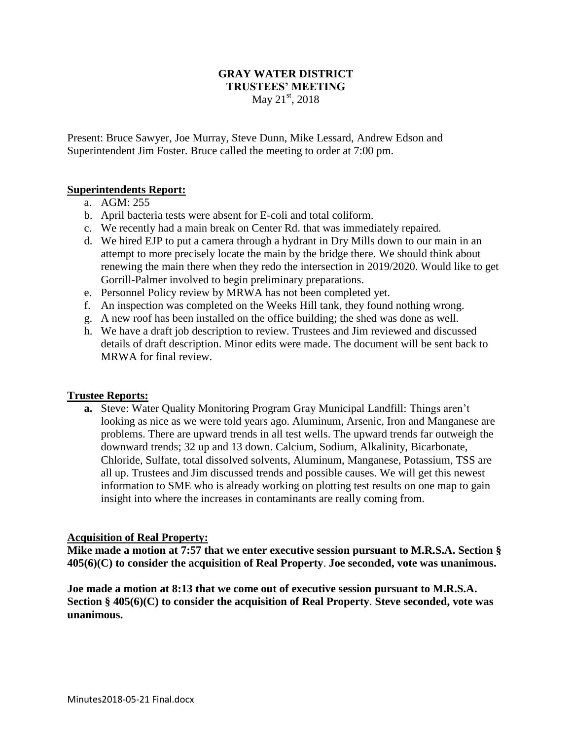# GRAY WATER DISTRICT
## TRUSTEES' MEETING
May 21st, 2018

Present: Bruce Sawyer, Joe Murray, Steve Dunn, Mike Lessard, Andrew Edson and Superintendent Jim Foster. Bruce called the meeting to order at 7:00 pm.

**Superintendents Report:**

a. AGM: 255
b. April bacteria tests were absent for E-coli and total coliform.
c. We recently had a main break on Center Rd. that was immediately repaired.
d. We hired EJP to put a camera through a hydrant in Dry Mills down to our main in an attempt to more precisely locate the main by the bridge there. We should think about renewing the main there when they redo the intersection in 2019/2020. Would like to get Gorrill-Palmer involved to begin preliminary preparations.
e. Personnel Policy review by MRWA has not been completed yet.
f. An inspection was completed on the Weeks Hill tank, they found nothing wrong.
g. A new roof has been installed on the office building; the shed was done as well.
h. We have a draft job description to review. Trustees and Jim reviewed and discussed details of draft description. Minor edits were made. The document will be sent back to MRWA for final review.

**Trustee Reports:**

**a.** Steve: Water Quality Monitoring Program Gray Municipal Landfill: Things aren't looking as nice as we were told years ago. Aluminum, Arsenic, Iron and Manganese are problems. There are upward trends in all test wells. The upward trends far outweigh the downward trends; 32 up and 13 down. Calcium, Sodium, Alkalinity, Bicarbonate, Chloride, Sulfate, total dissolved solvents, Aluminum, Manganese, Potassium, TSS are all up. Trustees and Jim discussed trends and possible causes. We will get this newest information to SME who is already working on plotting test results on one map to gain insight into where the increases in contaminants are really coming from.

**Acquisition of Real Property:**

**Mike made a motion at 7:57 that we enter executive session pursuant to M.R.S.A. Section § 405(6)(C) to consider the acquisition of Real Property. Joe seconded, vote was unanimous.**

**Joe made a motion at 8:13 that we come out of executive session pursuant to M.R.S.A. Section § 405(6)(C) to consider the acquisition of Real Property. Steve seconded, vote was unanimous.**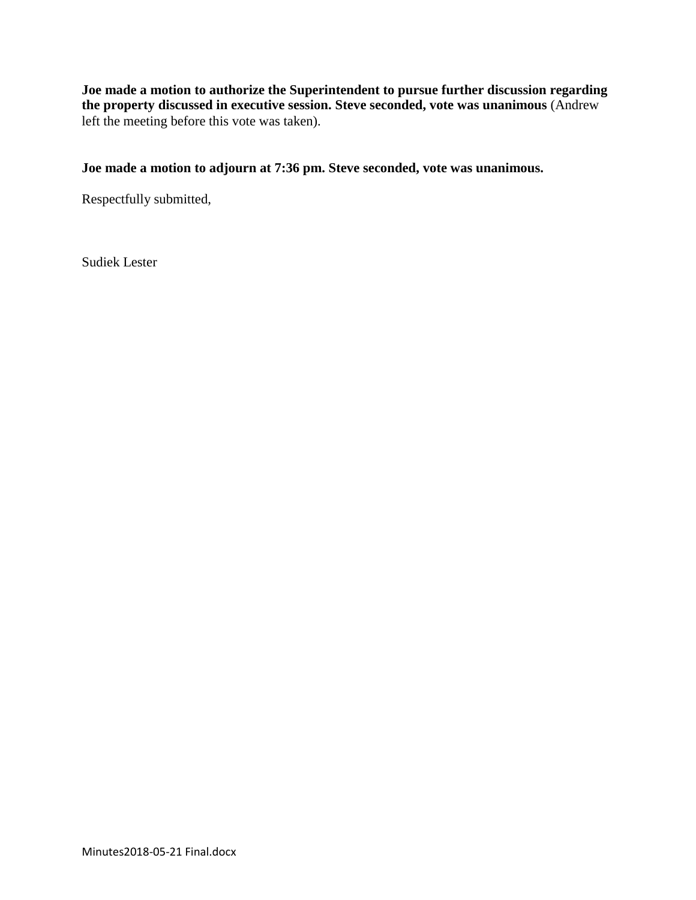**Joe made a motion to authorize the Superintendent to pursue further discussion regarding the property discussed in executive session. Steve seconded, vote was unanimous** (Andrew left the meeting before this vote was taken).

**Joe made a motion to adjourn at 7:36 pm. Steve seconded, vote was unanimous.**

Respectfully submitted,

Sudiek Lester